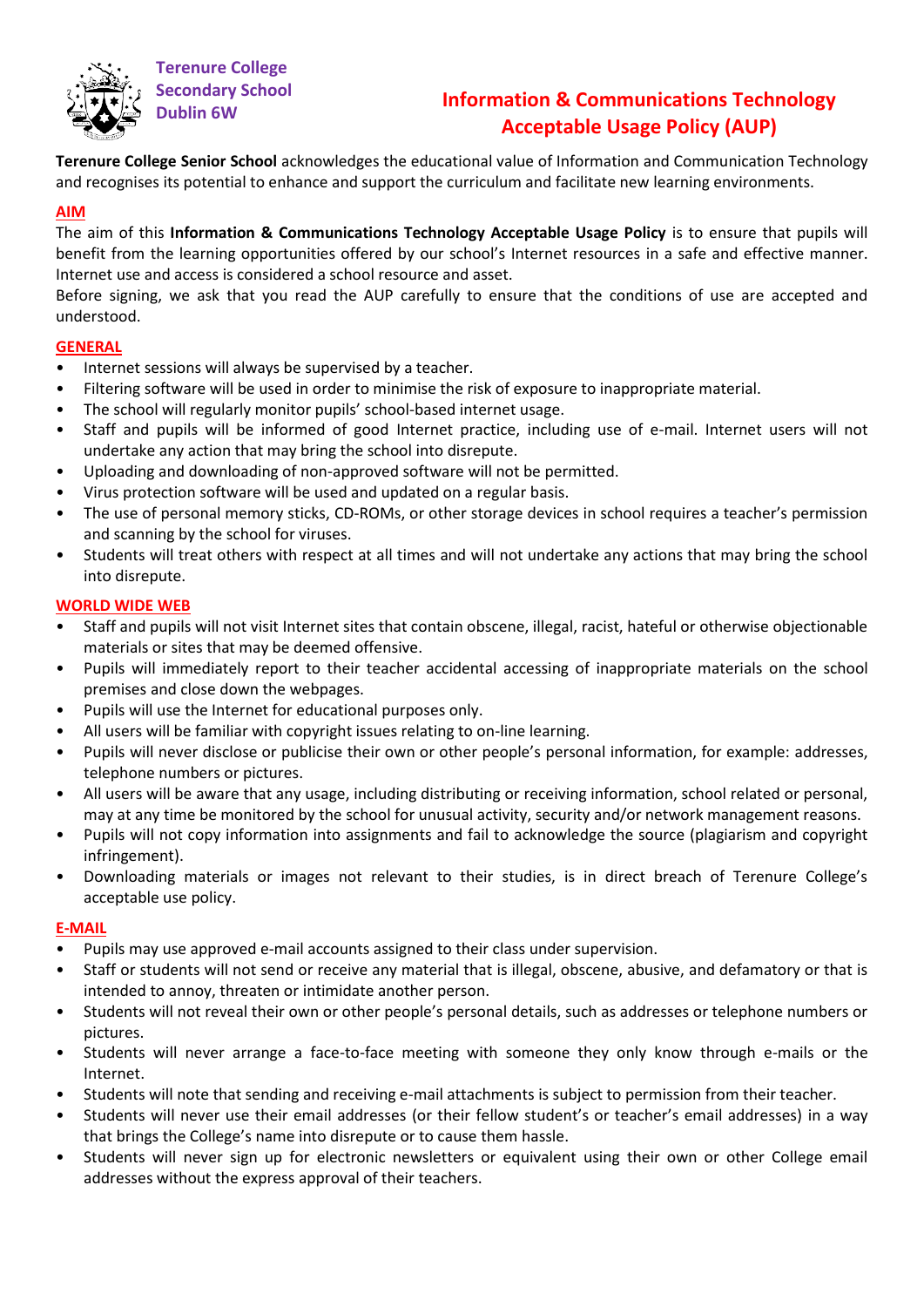Terenure College
Secondary School
Dublin 6W

# Information & Communications Technology Acceptable Usage Policy (AUP)

**Terenure College Senior School** acknowledges the educational value of Information and Communication Technology and recognises its potential to enhance and support the curriculum and facilitate new learning environments.

## AIM

The aim of this **Information & Communications Technology Acceptable Usage Policy** is to ensure that pupils will benefit from the learning opportunities offered by our school's Internet resources in a safe and effective manner. Internet use and access is considered a school resource and asset.

Before signing, we ask that you read the AUP carefully to ensure that the conditions of use are accepted and understood.

## GENERAL

- Internet sessions will always be supervised by a teacher.
- Filtering software will be used in order to minimise the risk of exposure to inappropriate material.
- The school will regularly monitor pupils' school-based internet usage.
- Staff and pupils will be informed of good Internet practice, including use of e-mail. Internet users will not undertake any action that may bring the school into disrepute.
- Uploading and downloading of non-approved software will not be permitted.
- Virus protection software will be used and updated on a regular basis.
- The use of personal memory sticks, CD-ROMs, or other storage devices in school requires a teacher's permission and scanning by the school for viruses.
- Students will treat others with respect at all times and will not undertake any actions that may bring the school into disrepute.

## WORLD WIDE WEB

- Staff and pupils will not visit Internet sites that contain obscene, illegal, racist, hateful or otherwise objectionable materials or sites that may be deemed offensive.
- Pupils will immediately report to their teacher accidental accessing of inappropriate materials on the school premises and close down the webpages.
- Pupils will use the Internet for educational purposes only.
- All users will be familiar with copyright issues relating to on-line learning.
- Pupils will never disclose or publicise their own or other people's personal information, for example: addresses, telephone numbers or pictures.
- All users will be aware that any usage, including distributing or receiving information, school related or personal, may at any time be monitored by the school for unusual activity, security and/or network management reasons.
- Pupils will not copy information into assignments and fail to acknowledge the source (plagiarism and copyright infringement).
- Downloading materials or images not relevant to their studies, is in direct breach of Terenure College's acceptable use policy.

## E-MAIL

- Pupils may use approved e-mail accounts assigned to their class under supervision.
- Staff or students will not send or receive any material that is illegal, obscene, abusive, and defamatory or that is intended to annoy, threaten or intimidate another person.
- Students will not reveal their own or other people's personal details, such as addresses or telephone numbers or pictures.
- Students will never arrange a face-to-face meeting with someone they only know through e-mails or the Internet.
- Students will note that sending and receiving e-mail attachments is subject to permission from their teacher.
- Students will never use their email addresses (or their fellow student's or teacher's email addresses) in a way that brings the College's name into disrepute or to cause them hassle.
- Students will never sign up for electronic newsletters or equivalent using their own or other College email addresses without the express approval of their teachers.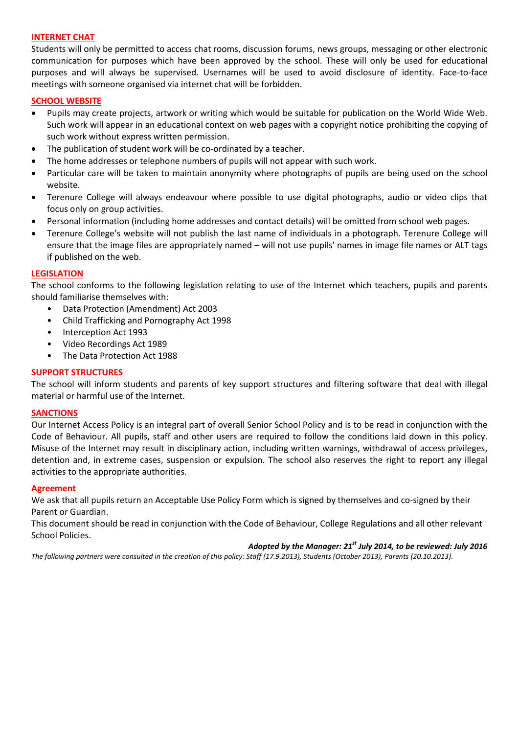## INTERNET CHAT

Students will only be permitted to access chat rooms, discussion forums, news groups, messaging or other electronic communication for purposes which have been approved by the school. These will only be used for educational purposes and will always be supervised. Usernames will be used to avoid disclosure of identity. Face-to-face meetings with someone organised via internet chat will be forbidden.

## SCHOOL WEBSITE

- Pupils may create projects, artwork or writing which would be suitable for publication on the World Wide Web. Such work will appear in an educational context on web pages with a copyright notice prohibiting the copying of such work without express written permission.
- The publication of student work will be co-ordinated by a teacher.
- The home addresses or telephone numbers of pupils will not appear with such work.
- Particular care will be taken to maintain anonymity where photographs of pupils are being used on the school website.
- Terenure College will always endeavour where possible to use digital photographs, audio or video clips that focus only on group activities.
- Personal information (including home addresses and contact details) will be omitted from school web pages.
- Terenure College's website will not publish the last name of individuals in a photograph. Terenure College will ensure that the image files are appropriately named – will not use pupils' names in image file names or ALT tags if published on the web.

## LEGISLATION

The school conforms to the following legislation relating to use of the Internet which teachers, pupils and parents should familiarise themselves with:

- Data Protection (Amendment) Act 2003
- Child Trafficking and Pornography Act 1998
- Interception Act 1993
- Video Recordings Act 1989
- The Data Protection Act 1988

## SUPPORT STRUCTURES

The school will inform students and parents of key support structures and filtering software that deal with illegal material or harmful use of the Internet.

## SANCTIONS

Our Internet Access Policy is an integral part of overall Senior School Policy and is to be read in conjunction with the Code of Behaviour. All pupils, staff and other users are required to follow the conditions laid down in this policy. Misuse of the Internet may result in disciplinary action, including written warnings, withdrawal of access privileges, detention and, in extreme cases, suspension or expulsion. The school also reserves the right to report any illegal activities to the appropriate authorities.

## Agreement

We ask that all pupils return an Acceptable Use Policy Form which is signed by themselves and co-signed by their Parent or Guardian.

This document should be read in conjunction with the Code of Behaviour, College Regulations and all other relevant School Policies.

***Adopted by the Manager: 21st July 2014, to be reviewed: July 2016***

*The following partners were consulted in the creation of this policy: Staff (17.9.2013), Students (October 2013), Parents (20.10.2013).*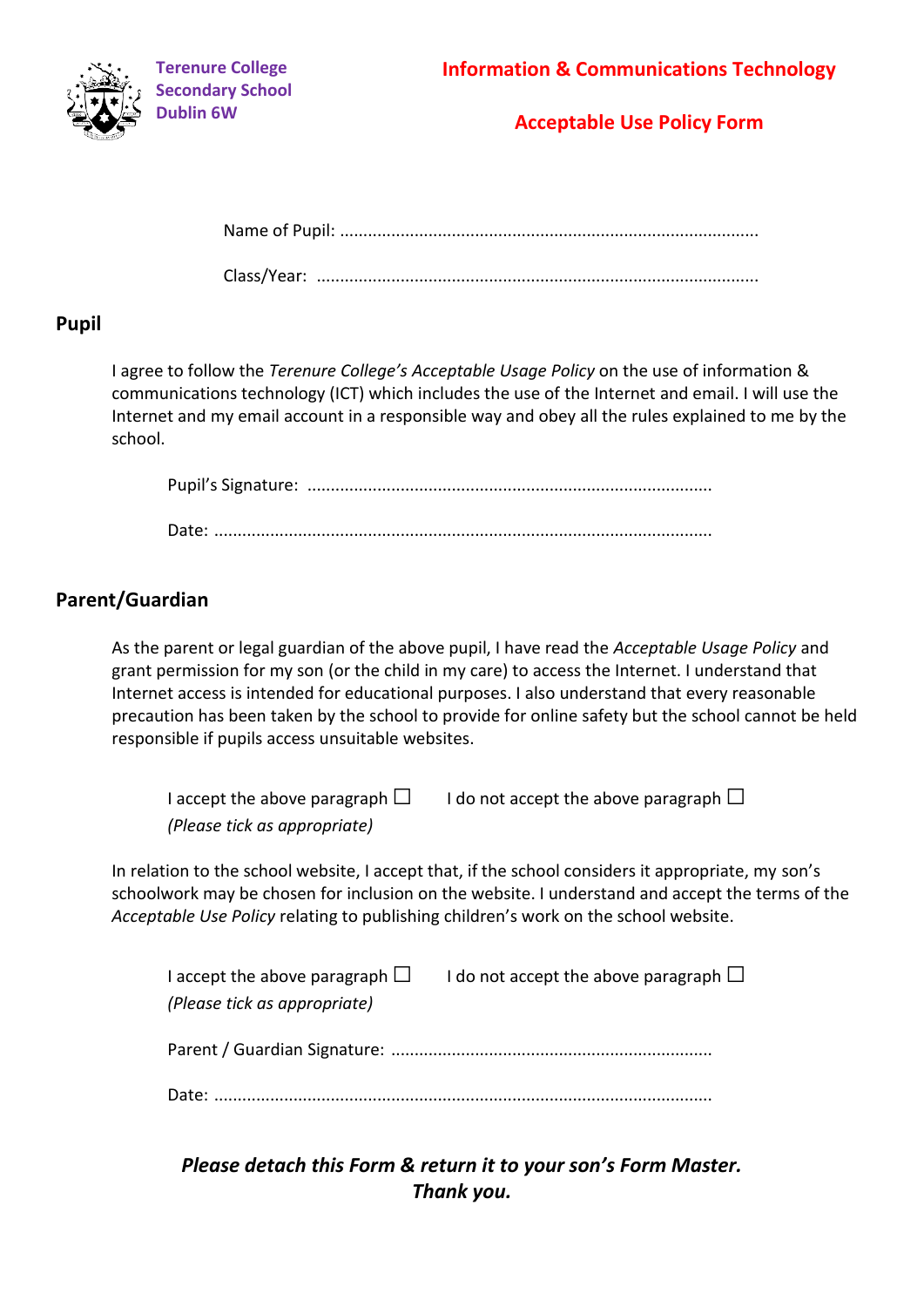Terenure College
Secondary School
Dublin 6W

# Information & Communications Technology

# Acceptable Use Policy Form

Name of Pupil: .........................................................................................

Class/Year: ..............................................................................................

## Pupil

I agree to follow the *Terenure College's Acceptable Usage Policy* on the use of information & communications technology (ICT) which includes the use of the Internet and email. I will use the Internet and my email account in a responsible way and obey all the rules explained to me by the school.

Pupil's Signature: ......................................................................................

Date: ..........................................................................................................

## Parent/Guardian

As the parent or legal guardian of the above pupil, I have read the *Acceptable Usage Policy* and grant permission for my son (or the child in my care) to access the Internet. I understand that Internet access is intended for educational purposes. I also understand that every reasonable precaution has been taken by the school to provide for online safety but the school cannot be held responsible if pupils access unsuitable websites.

I accept the above paragraph ☐ I do not accept the above paragraph ☐
*(Please tick as appropriate)*

In relation to the school website, I accept that, if the school considers it appropriate, my son's schoolwork may be chosen for inclusion on the website. I understand and accept the terms of the *Acceptable Use Policy* relating to publishing children's work on the school website.

I accept the above paragraph ☐ I do not accept the above paragraph ☐
*(Please tick as appropriate)*

Parent / Guardian Signature: ....................................................................

Date: ..........................................................................................................

***Please detach this Form & return it to your son's Form Master.***
***Thank you.***